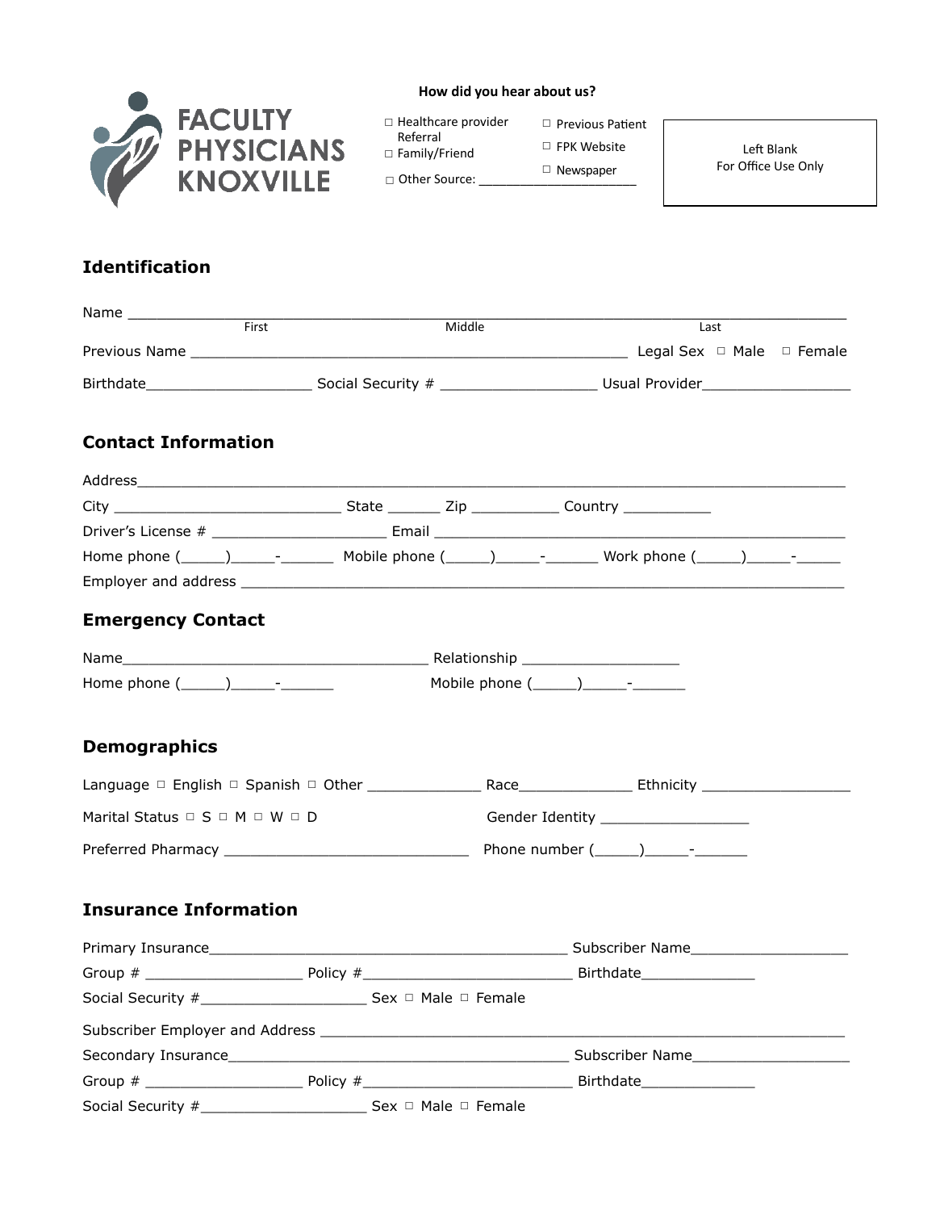FACULTY PHYSICIANS KNOXVILLE

**How did you hear about us?**

□ Healthcare provider Referral
□ Family/Friend
□ Other Source: ______________________
□ Previous Patient
□ FPK Website
□ Newspaper

Left Blank
For Office Use Only

## Identification

Name ________________________________________________________________________________
First | Middle | Last

Previous Name ________________________________________________ Legal Sex □ Male □ Female

Birthdate__________________ Social Security # ________________ Usual Provider________________

## Contact Information

Address_______________________________________________________________________________

City _________________________ State ______ Zip __________ Country __________

Driver's License # ____________________ Email ______________________________________________

Home phone (_____)_____-______ Mobile phone (_____)_____-______ Work phone (_____)_____-_____

Employer and address __________________________________________________________________

## Emergency Contact

Name__________________________________ Relationship __________________

Home phone (_____)_____-______ Mobile phone (_____)_____-______

## Demographics

Language □ English □ Spanish □ Other _____________ Race_____________ Ethnicity ________________

Marital Status □ S □ M □ W □ D Gender Identity ________________

Preferred Pharmacy ___________________________ Phone number (_____)_____-______

## Insurance Information

Primary Insurance________________________________________ Subscriber Name_________________

Group # __________________ Policy #_______________________ Birthdate_____________

Social Security #___________________ Sex □ Male □ Female

Subscriber Employer and Address ___________________________________________________________

Secondary Insurance______________________________________ Subscriber Name__________________

Group # __________________ Policy #_______________________ Birthdate_____________

Social Security #___________________ Sex □ Male □ Female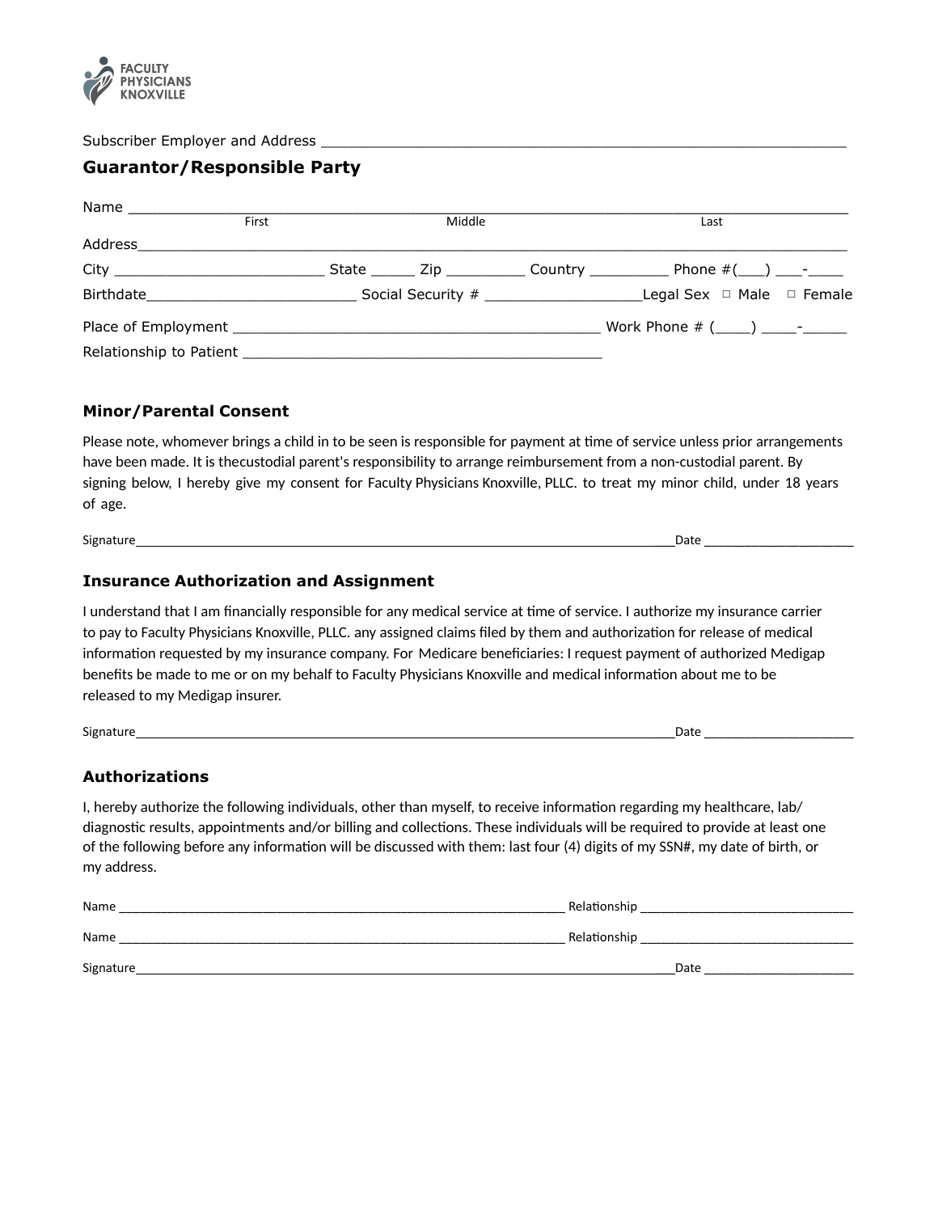FACULTY PHYSICIANS KNOXVILLE

Subscriber Employer and Address ___________________________________________________________

## Guarantor/Responsible Party

Name ___________________________________________________________________________
First Middle Last

Address__________________________________________________________________________

City ________________________ State _____ Zip _________ Country _________ Phone #(___) ___-____

Birthdate________________________ Social Security # __________________Legal Sex ▫ Male ▫ Female

Place of Employment __________________________________________ Work Phone # (____) ____-_____

Relationship to Patient _________________________________________

## Minor/Parental Consent

Please note, whomever brings a child in to be seen is responsible for payment at time of service unless prior arrangements have been made. It is thecustodial parent's responsibility to arrange reimbursement from a non-custodial parent. By signing below, I hereby give my consent for Faculty Physicians Knoxville, PLLC. to treat my minor child, under 18 years of age.

Signature_____________________________________________________________________________Date _____________________

## Insurance Authorization and Assignment

I understand that I am financially responsible for any medical service at time of service. I authorize my insurance carrier to pay to Faculty Physicians Knoxville, PLLC. any assigned claims filed by them and authorization for release of medical information requested by my insurance company. For Medicare beneficiaries: I request payment of authorized Medigap benefits be made to me or on my behalf to Faculty Physicians Knoxville and medical information about me to be released to my Medigap insurer.

Signature_____________________________________________________________________________Date _____________________

## Authorizations

I, hereby authorize the following individuals, other than myself, to receive information regarding my healthcare, lab/diagnostic results, appointments and/or billing and collections. These individuals will be required to provide at least one of the following before any information will be discussed with them: last four (4) digits of my SSN#, my date of birth, or my address.

Name _______________________________________________________________ Relationship ______________________________

Name _______________________________________________________________ Relationship ______________________________

Signature_____________________________________________________________________________Date _____________________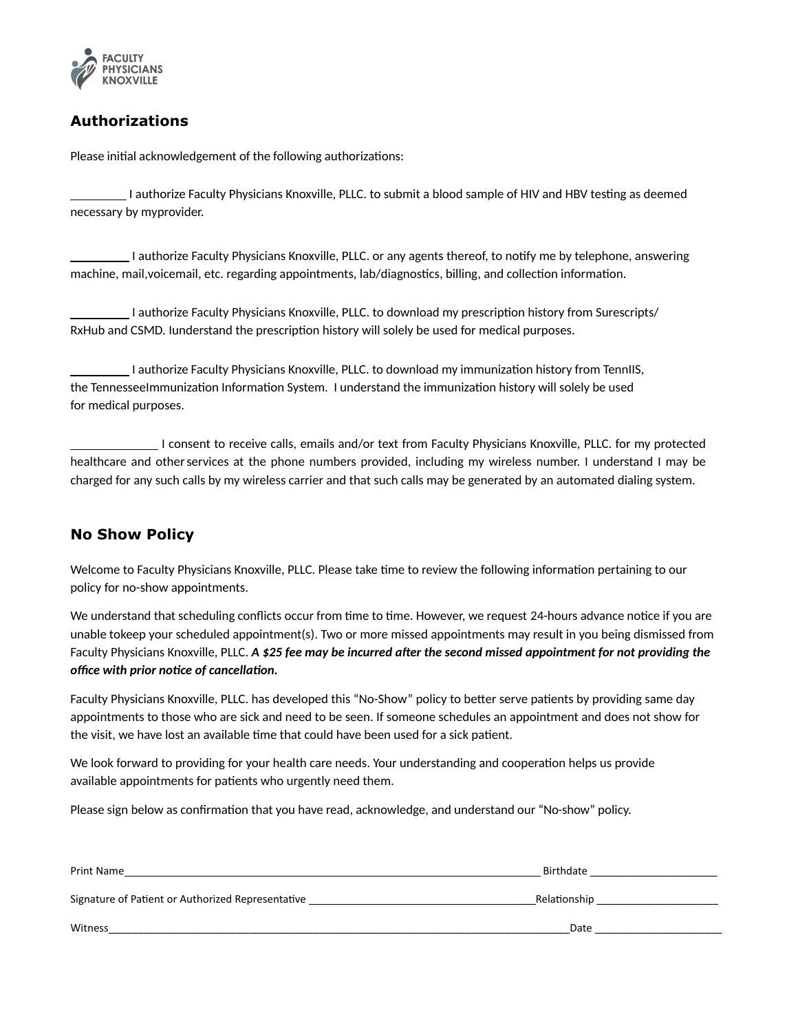FACULTY PHYSICIANS KNOXVILLE

## Authorizations

Please initial acknowledgement of the following authorizations:

_________ I authorize Faculty Physicians Knoxville, PLLC. to submit a blood sample of HIV and HBV testing as deemed necessary by myprovider.

_________ I authorize Faculty Physicians Knoxville, PLLC. or any agents thereof, to notify me by telephone, answering machine, mail,voicemail, etc. regarding appointments, lab/diagnostics, billing, and collection information.

_________ I authorize Faculty Physicians Knoxville, PLLC. to download my prescription history from Surescripts/ RxHub and CSMD. Iunderstand the prescription history will solely be used for medical purposes.

_________ I authorize Faculty Physicians Knoxville, PLLC. to download my immunization history from TennIIS, the TennesseeImmunization Information System. I understand the immunization history will solely be used for medical purposes.

_____________ I consent to receive calls, emails and/or text from Faculty Physicians Knoxville, PLLC. for my protected healthcare and other services at the phone numbers provided, including my wireless number. I understand I may be charged for any such calls by my wireless carrier and that such calls may be generated by an automated dialing system.

## No Show Policy

Welcome to Faculty Physicians Knoxville, PLLC. Please take time to review the following information pertaining to our policy for no-show appointments.

We understand that scheduling conflicts occur from time to time. However, we request 24-hours advance notice if you are unable tokeep your scheduled appointment(s). Two or more missed appointments may result in you being dismissed from Faculty Physicians Knoxville, PLLC. ***A $25 fee may be incurred after the second missed appointment for not providing the office with prior notice of cancellation.***

Faculty Physicians Knoxville, PLLC. has developed this “No-Show” policy to better serve patients by providing same day appointments to those who are sick and need to be seen. If someone schedules an appointment and does not show for the visit, we have lost an available time that could have been used for a sick patient.

We look forward to providing for your health care needs. Your understanding and cooperation helps us provide available appointments for patients who urgently need them.

Please sign below as confirmation that you have read, acknowledge, and understand our “No-show” policy.

Print Name______________________________________________________________________ Birthdate ______________________

Signature of Patient or Authorized Representative _______________________________________Relationship _____________________

Witness__________________________________________________________________________________Date ______________________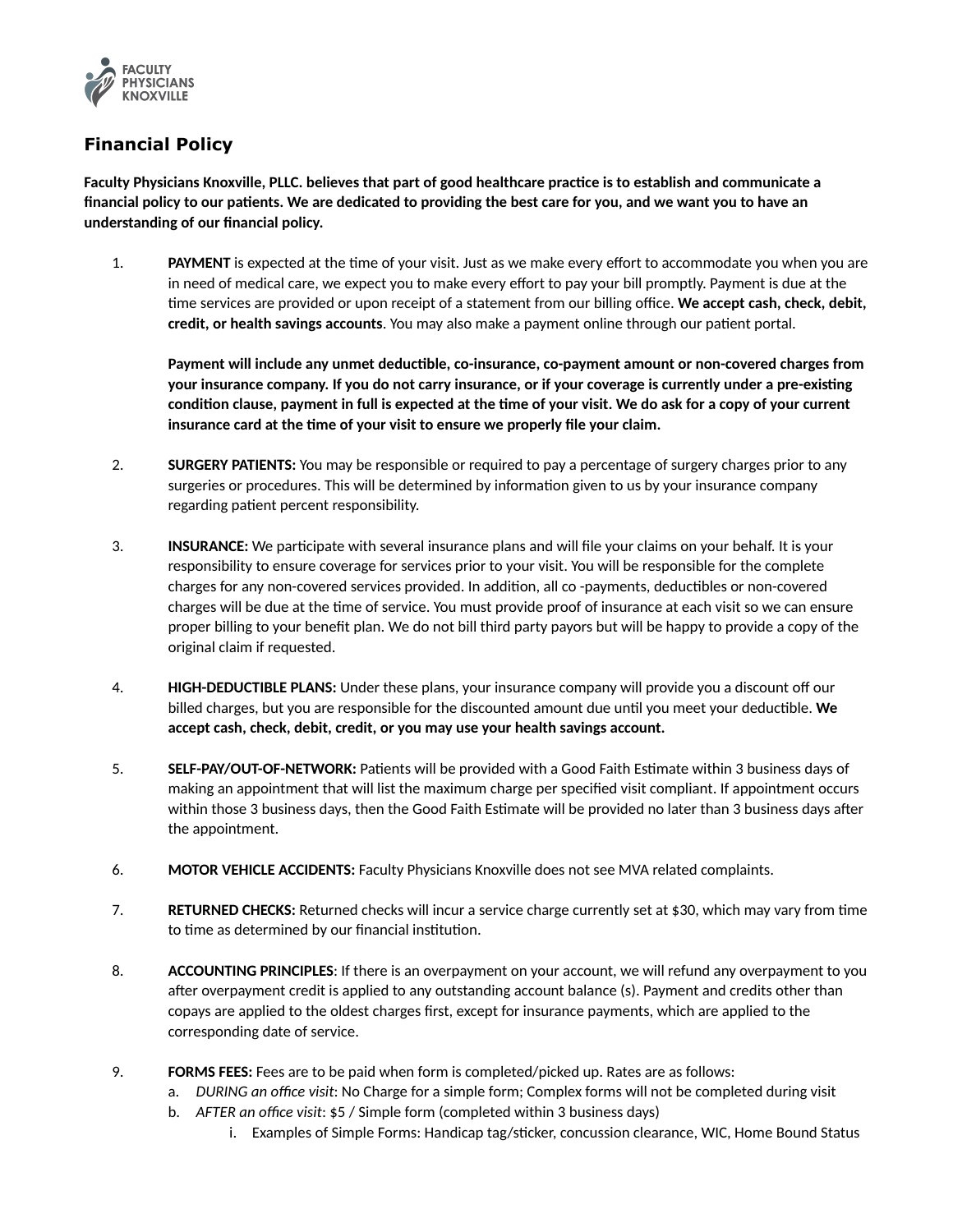FACULTY PHYSICIANS KNOXVILLE

## Financial Policy

**Faculty Physicians Knoxville, PLLC. believes that part of good healthcare practice is to establish and communicate a financial policy to our patients. We are dedicated to providing the best care for you, and we want you to have an understanding of our financial policy.**

1. **PAYMENT** is expected at the time of your visit. Just as we make every effort to accommodate you when you are in need of medical care, we expect you to make every effort to pay your bill promptly. Payment is due at the time services are provided or upon receipt of a statement from our billing office. **We accept cash, check, debit, credit, or health savings accounts**. You may also make a payment online through our patient portal.

   **Payment will include any unmet deductible, co-insurance, co-payment amount or non-covered charges from your insurance company. If you do not carry insurance, or if your coverage is currently under a pre-existing condition clause, payment in full is expected at the time of your visit. We do ask for a copy of your current insurance card at the time of your visit to ensure we properly file your claim.**

2. **SURGERY PATIENTS:** You may be responsible or required to pay a percentage of surgery charges prior to any surgeries or procedures. This will be determined by information given to us by your insurance company regarding patient percent responsibility.

3. **INSURANCE:** We participate with several insurance plans and will file your claims on your behalf. It is your responsibility to ensure coverage for services prior to your visit. You will be responsible for the complete charges for any non-covered services provided. In addition, all co -payments, deductibles or non-covered charges will be due at the time of service. You must provide proof of insurance at each visit so we can ensure proper billing to your benefit plan. We do not bill third party payors but will be happy to provide a copy of the original claim if requested.

4. **HIGH-DEDUCTIBLE PLANS:** Under these plans, your insurance company will provide you a discount off our billed charges, but you are responsible for the discounted amount due until you meet your deductible. **We accept cash, check, debit, credit, or you may use your health savings account.**

5. **SELF-PAY/OUT-OF-NETWORK:** Patients will be provided with a Good Faith Estimate within 3 business days of making an appointment that will list the maximum charge per specified visit compliant. If appointment occurs within those 3 business days, then the Good Faith Estimate will be provided no later than 3 business days after the appointment.

6. **MOTOR VEHICLE ACCIDENTS:** Faculty Physicians Knoxville does not see MVA related complaints.

7. **RETURNED CHECKS:** Returned checks will incur a service charge currently set at $30, which may vary from time to time as determined by our financial institution.

8. **ACCOUNTING PRINCIPLES**: If there is an overpayment on your account, we will refund any overpayment to you after overpayment credit is applied to any outstanding account balance (s). Payment and credits other than copays are applied to the oldest charges first, except for insurance payments, which are applied to the corresponding date of service.

9. **FORMS FEES:** Fees are to be paid when form is completed/picked up. Rates are as follows:
   a. *DURING an office visit*: No Charge for a simple form; Complex forms will not be completed during visit
   b. *AFTER an office visit*: $5 / Simple form (completed within 3 business days)
      i. Examples of Simple Forms: Handicap tag/sticker, concussion clearance, WIC, Home Bound Status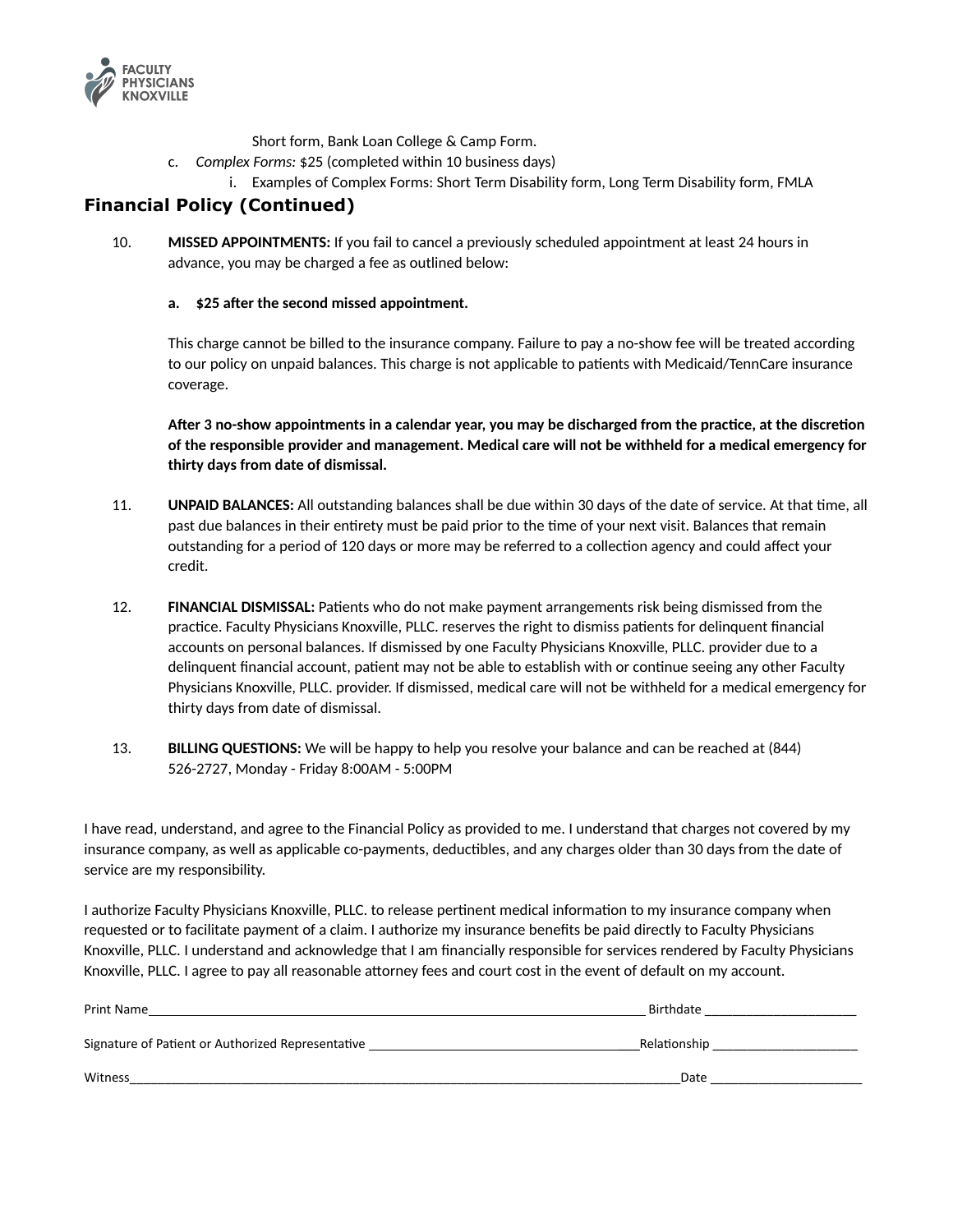Short form, Bank Loan College & Camp Form.

c. *Complex Forms:* $25 (completed within 10 business days)

   i. Examples of Complex Forms: Short Term Disability form, Long Term Disability form, FMLA

## Financial Policy (Continued)

10. **MISSED APPOINTMENTS:** If you fail to cancel a previously scheduled appointment at least 24 hours in advance, you may be charged a fee as outlined below:

    **a. $25 after the second missed appointment.**

    This charge cannot be billed to the insurance company. Failure to pay a no-show fee will be treated according to our policy on unpaid balances. This charge is not applicable to patients with Medicaid/TennCare insurance coverage.

    **After 3 no-show appointments in a calendar year, you may be discharged from the practice, at the discretion of the responsible provider and management. Medical care will not be withheld for a medical emergency for thirty days from date of dismissal.**

11. **UNPAID BALANCES:** All outstanding balances shall be due within 30 days of the date of service. At that time, all past due balances in their entirety must be paid prior to the time of your next visit. Balances that remain outstanding for a period of 120 days or more may be referred to a collection agency and could affect your credit.

12. **FINANCIAL DISMISSAL:** Patients who do not make payment arrangements risk being dismissed from the practice. Faculty Physicians Knoxville, PLLC. reserves the right to dismiss patients for delinquent financial accounts on personal balances. If dismissed by one Faculty Physicians Knoxville, PLLC. provider due to a delinquent financial account, patient may not be able to establish with or continue seeing any other Faculty Physicians Knoxville, PLLC. provider. If dismissed, medical care will not be withheld for a medical emergency for thirty days from date of dismissal.

13. **BILLING QUESTIONS:** We will be happy to help you resolve your balance and can be reached at (844) 526-2727, Monday - Friday 8:00AM - 5:00PM

I have read, understand, and agree to the Financial Policy as provided to me. I understand that charges not covered by my insurance company, as well as applicable co-payments, deductibles, and any charges older than 30 days from the date of service are my responsibility.

I authorize Faculty Physicians Knoxville, PLLC. to release pertinent medical information to my insurance company when requested or to facilitate payment of a claim. I authorize my insurance benefits be paid directly to Faculty Physicians Knoxville, PLLC. I understand and acknowledge that I am financially responsible for services rendered by Faculty Physicians Knoxville, PLLC. I agree to pay all reasonable attorney fees and court cost in the event of default on my account.

Print Name______________________________________________ Birthdate ____________________

Signature of Patient or Authorized Representative ______________________________Relationship ___________________

Witness______________________________________________________Date ____________________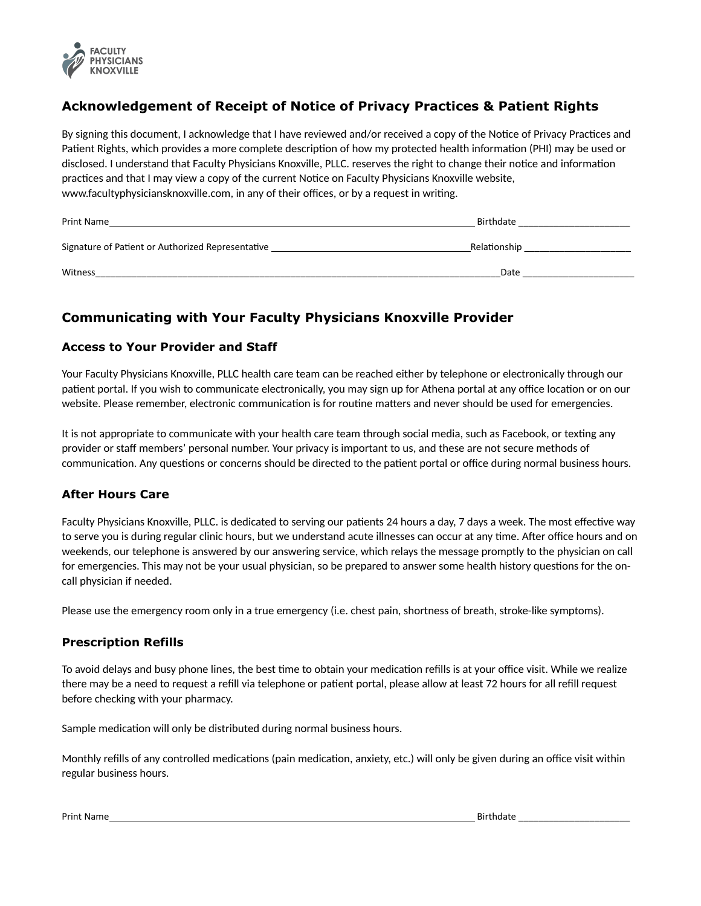FACULTY PHYSICIANS KNOXVILLE

## Acknowledgement of Receipt of Notice of Privacy Practices & Patient Rights

By signing this document, I acknowledge that I have reviewed and/or received a copy of the Notice of Privacy Practices and Patient Rights, which provides a more complete description of how my protected health information (PHI) may be used or disclosed. I understand that Faculty Physicians Knoxville, PLLC. reserves the right to change their notice and information practices and that I may view a copy of the current Notice on Faculty Physicians Knoxville website, www.facultyphysiciansknoxville.com, in any of their offices, or by a request in writing.

Print Name________________________________________________________________________ Birthdate ______________________

Signature of Patient or Authorized Representative _______________________________________Relationship _____________________

Witness________________________________________________________________________________Date ______________________

## Communicating with Your Faculty Physicians Knoxville Provider

### Access to Your Provider and Staff

Your Faculty Physicians Knoxville, PLLC health care team can be reached either by telephone or electronically through our patient portal. If you wish to communicate electronically, you may sign up for Athena portal at any office location or on our website. Please remember, electronic communication is for routine matters and never should be used for emergencies.

It is not appropriate to communicate with your health care team through social media, such as Facebook, or texting any provider or staff members' personal number. Your privacy is important to us, and these are not secure methods of communication. Any questions or concerns should be directed to the patient portal or office during normal business hours.

### After Hours Care

Faculty Physicians Knoxville, PLLC. is dedicated to serving our patients 24 hours a day, 7 days a week. The most effective way to serve you is during regular clinic hours, but we understand acute illnesses can occur at any time. After office hours and on weekends, our telephone is answered by our answering service, which relays the message promptly to the physician on call for emergencies. This may not be your usual physician, so be prepared to answer some health history questions for the on-call physician if needed.

Please use the emergency room only in a true emergency (i.e. chest pain, shortness of breath, stroke-like symptoms).

### Prescription Refills

To avoid delays and busy phone lines, the best time to obtain your medication refills is at your office visit. While we realize there may be a need to request a refill via telephone or patient portal, please allow at least 72 hours for all refill request before checking with your pharmacy.

Sample medication will only be distributed during normal business hours.

Monthly refills of any controlled medications (pain medication, anxiety, etc.) will only be given during an office visit within regular business hours.

Print Name________________________________________________________________________ Birthdate ______________________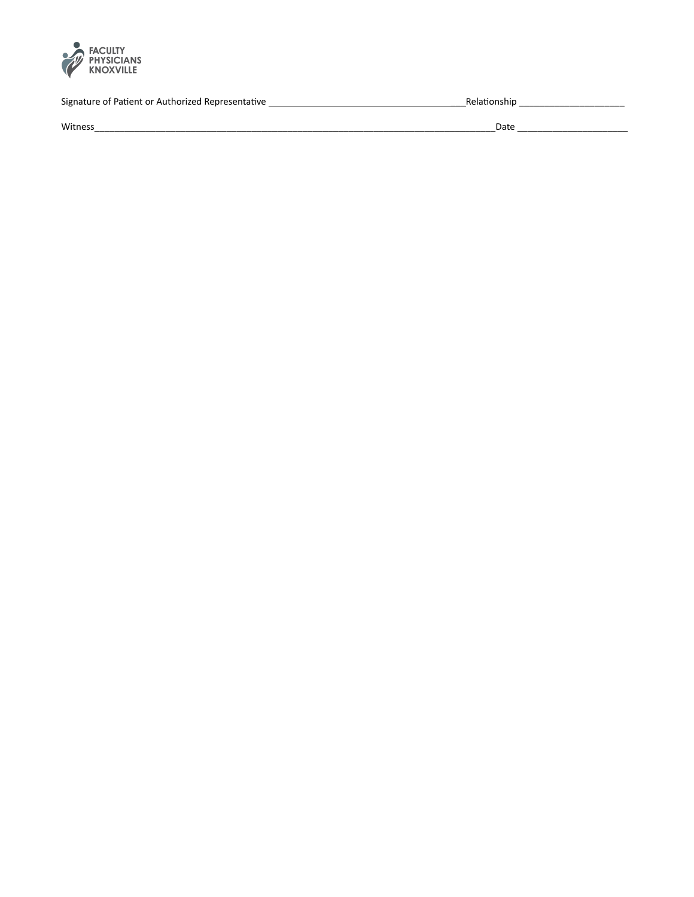FACULTY PHYSICIANS KNOXVILLE

Signature of Patient or Authorized Representative ______________________________________Relationship ____________________

Witness______________________________________________________________________________Date _____________________